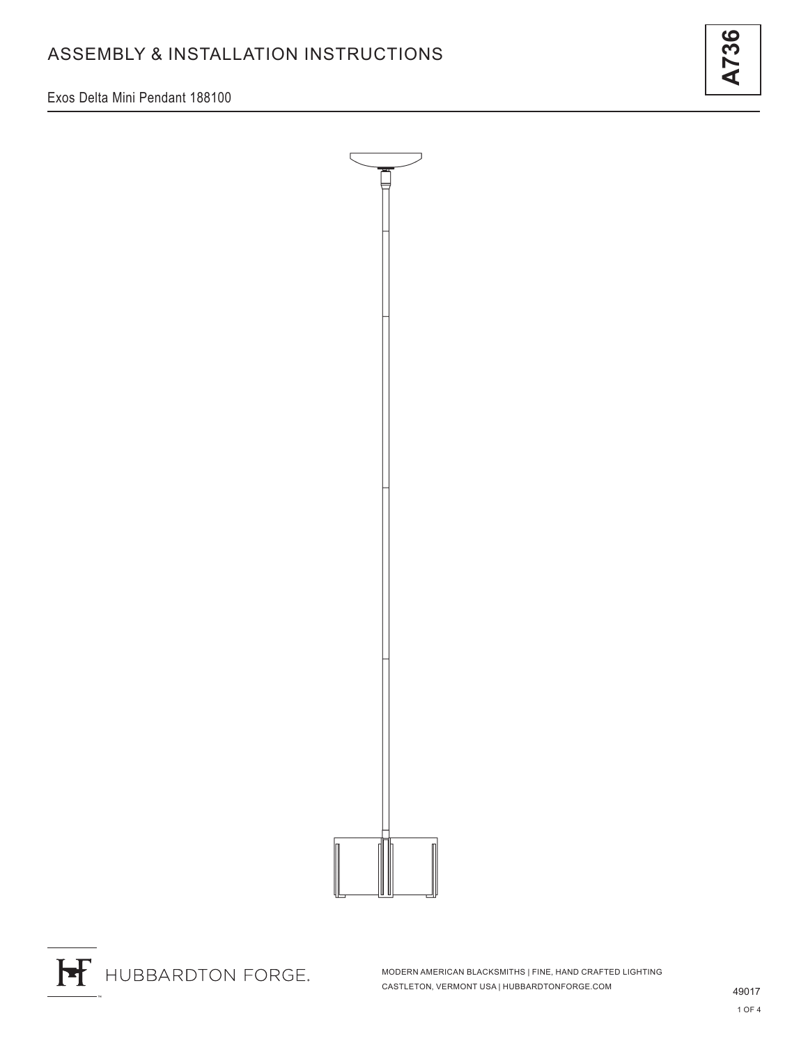# ASSEMBLY & INSTALLATION INSTRUCTIONS

**A736**

Exos Delta Mini Pendant 188100

HUBBARDTON FORGE.

MODERN AMERICAN BLACKSMITHS | FINE, HAND CRAFTED LIGHTING
CASTLETON, VERMONT USA | HUBBARDTONFORGE.COM

49017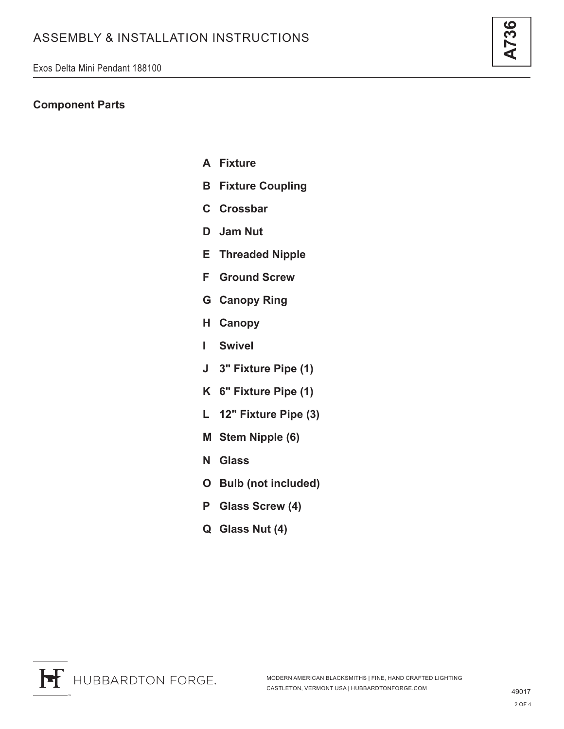# ASSEMBLY & INSTALLATION INSTRUCTIONS

Exos Delta Mini Pendant 188100

**A736**

## Component Parts

- **A Fixture**
- **B Fixture Coupling**
- **C Crossbar**
- **D Jam Nut**
- **E Threaded Nipple**
- **F Ground Screw**
- **G Canopy Ring**
- **H Canopy**
- **I Swivel**
- **J 3" Fixture Pipe (1)**
- **K 6" Fixture Pipe (1)**
- **L 12" Fixture Pipe (3)**
- **M Stem Nipple (6)**
- **N Glass**
- **O Bulb (not included)**
- **P Glass Screw (4)**
- **Q Glass Nut (4)**

HUBBARDTON FORGE.

MODERN AMERICAN BLACKSMITHS | FINE, HAND CRAFTED LIGHTING
CASTLETON, VERMONT USA | HUBBARDTONFORGE.COM

49017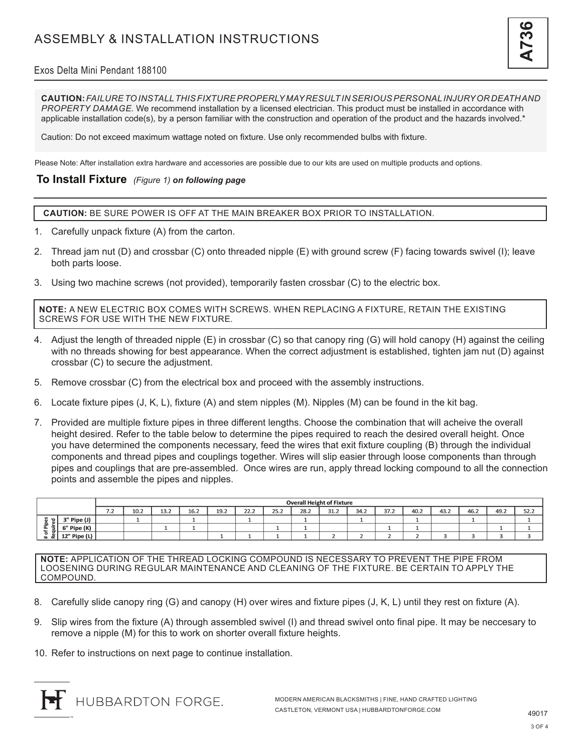# ASSEMBLY & INSTALLATION INSTRUCTIONS

**A736**

Exos Delta Mini Pendant 188100

**CAUTION:** *FAILURE TO INSTALL THIS FIXTURE PROPERLY MAY RESULT IN SERIOUS PERSONAL INJURY OR DEATH AND PROPERTY DAMAGE.* We recommend installation by a licensed electrician. This product must be installed in accordance with applicable installation code(s), by a person familiar with the construction and operation of the product and the hazards involved.*

Caution: Do not exceed maximum wattage noted on fixture. Use only recommended bulbs with fixture.

Please Note: After installation extra hardware and accessories are possible due to our kits are used on multiple products and options.

## To Install Fixture *(Figure 1)* ***on following page***

**CAUTION:** BE SURE POWER IS OFF AT THE MAIN BREAKER BOX PRIOR TO INSTALLATION.

1. Carefully unpack fixture (A) from the carton.
2. Thread jam nut (D) and crossbar (C) onto threaded nipple (E) with ground screw (F) facing towards swivel (I); leave both parts loose.
3. Using two machine screws (not provided), temporarily fasten crossbar (C) to the electric box.

**NOTE:** A NEW ELECTRIC BOX COMES WITH SCREWS. WHEN REPLACING A FIXTURE, RETAIN THE EXISTING SCREWS FOR USE WITH THE NEW FIXTURE.

4. Adjust the length of threaded nipple (E) in crossbar (C) so that canopy ring (G) will hold canopy (H) against the ceiling with no threads showing for best appearance. When the correct adjustment is established, tighten jam nut (D) against crossbar (C) to secure the adjustment.
5. Remove crossbar (C) from the electrical box and proceed with the assembly instructions.
6. Locate fixture pipes (J, K, L), fixture (A) and stem nipples (M). Nipples (M) can be found in the kit bag.
7. Provided are multiple fixture pipes in three different lengths. Choose the combination that will acheive the overall height desired. Refer to the table below to determine the pipes required to reach the desired overall height. Once you have determined the components necessary, feed the wires that exit fixture coupling (B) through the individual components and thread pipes and couplings together. Wires will slip easier through loose components than through pipes and couplings that are pre-assembled. Once wires are run, apply thread locking compound to all the connection points and assemble the pipes and nipples.

| | | Overall Height of Fixture | | | | | | | | | | | | | | | |
|---|---|---|---|---|---|---|---|---|---|---|---|---|---|---|---|---|---|
| | | 7.2 | 10.2 | 13.2 | 16.2 | 19.2 | 22.2 | 25.2 | 28.2 | 31.2 | 34.2 | 37.2 | 40.2 | 43.2 | 46.2 | 49.2 | 52.2 |
| # of Pipes Required | 3" Pipe (J) | | 1 | | 1 | | 1 | | 1 | | 1 | | 1 | | 1 | | 1 |
| | 6" Pipe (K) | | | 1 | 1 | | | 1 | 1 | | | 1 | 1 | | | 1 | 1 |
| | 12" Pipe (L) | | | | | 1 | 1 | 1 | 1 | 2 | 2 | 2 | 2 | 3 | 3 | 3 | 3 |

**NOTE:** APPLICATION OF THE THREAD LOCKING COMPOUND IS NECESSARY TO PREVENT THE PIPE FROM LOOSENING DURING REGULAR MAINTENANCE AND CLEANING OF THE FIXTURE. BE CERTAIN TO APPLY THE COMPOUND.

8. Carefully slide canopy ring (G) and canopy (H) over wires and fixture pipes (J, K, L) until they rest on fixture (A).
9. Slip wires from the fixture (A) through assembled swivel (I) and thread swivel onto final pipe. It may be neccesary to remove a nipple (M) for this to work on shorter overall fixture heights.
10. Refer to instructions on next page to continue installation.

HUBBARDTON FORGE.

MODERN AMERICAN BLACKSMITHS | FINE, HAND CRAFTED LIGHTING
CASTLETON, VERMONT USA | HUBBARDTONFORGE.COM

49017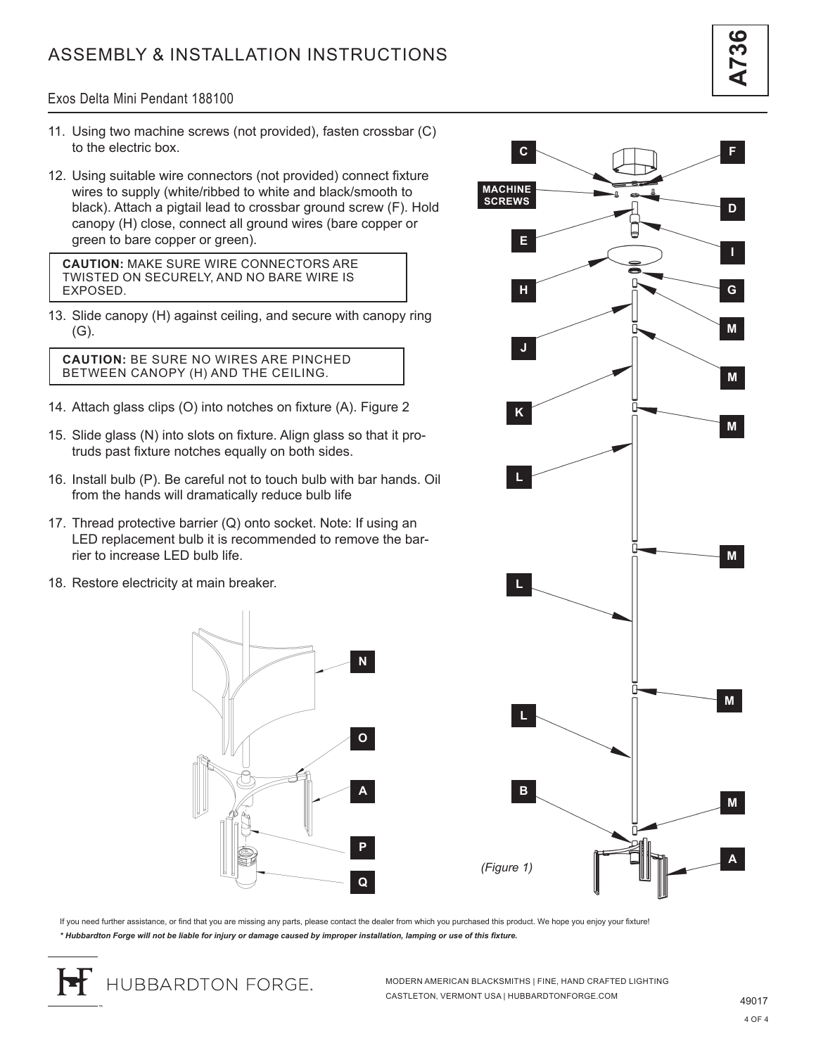# ASSEMBLY & INSTALLATION INSTRUCTIONS

**A736**

Exos Delta Mini Pendant 188100

11. Using two machine screws (not provided), fasten crossbar (C) to the electric box.
12. Using suitable wire connectors (not provided) connect fixture wires to supply (white/ribbed to white and black/smooth to black). Attach a pigtail lead to crossbar ground screw (F). Hold canopy (H) close, connect all ground wires (bare copper or green to bare copper or green).

**CAUTION:** MAKE SURE WIRE CONNECTORS ARE TWISTED ON SECURELY, AND NO BARE WIRE IS EXPOSED.

13. Slide canopy (H) against ceiling, and secure with canopy ring (G).

**CAUTION:** BE SURE NO WIRES ARE PINCHED BETWEEN CANOPY (H) AND THE CEILING.

14. Attach glass clips (O) into notches on fixture (A). Figure 2
15. Slide glass (N) into slots on fixture. Align glass so that it protruds past fixture notches equally on both sides.
16. Install bulb (P). Be careful not to touch bulb with bar hands. Oil from the hands will dramatically reduce bulb life
17. Thread protective barrier (Q) onto socket. Note: If using an LED replacement bulb it is recommended to remove the barrier to increase LED bulb life.
18. Restore electricity at main breaker.

N
O
A
P
Q

C
F
MACHINE SCREWS
D
E
I
H
G
J
M
K
L
B
A

*(Figure 1)*

If you need further assistance, or find that you are missing any parts, please contact the dealer from which you purchased this product. We hope you enjoy your fixture!

***\* Hubbardton Forge will not be liable for injury or damage caused by improper installation, lamping or use of this fixture.***

HUBBARDTON FORGE.

MODERN AMERICAN BLACKSMITHS | FINE, HAND CRAFTED LIGHTING
CASTLETON, VERMONT USA | HUBBARDTONFORGE.COM

49017